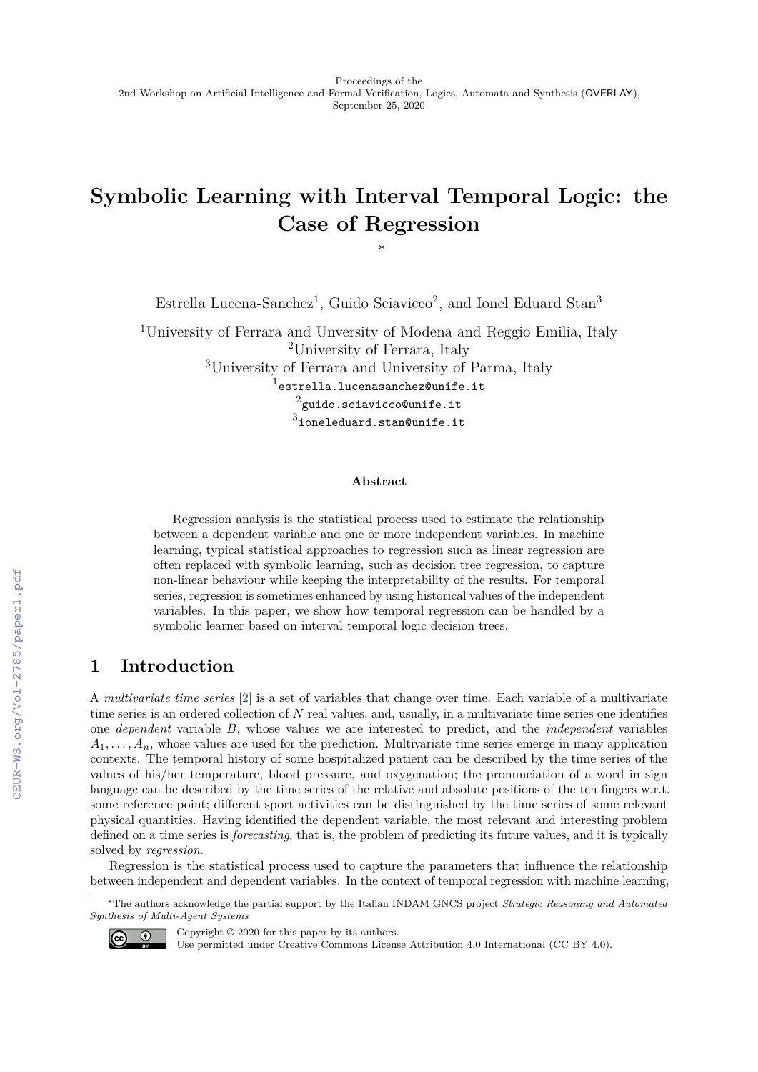Proceedings of the
2nd Workshop on Artificial Intelligence and Formal Verification, Logics, Automata and Synthesis (OVERLAY),
September 25, 2020

# Symbolic Learning with Interval Temporal Logic: the Case of Regression

*

Estrella Lucena-Sanchez[1], Guido Sciavicco[2], and Ionel Eduard Stan[3]

[1]University of Ferrara and Unversity of Modena and Reggio Emilia, Italy
[2]University of Ferrara, Italy
[3]University of Ferrara and University of Parma, Italy
[1]estrella.lucenasanchez@unife.it
[2]guido.sciavicco@unife.it
[3]ioneleduard.stan@unife.it

### Abstract

Regression analysis is the statistical process used to estimate the relationship between a dependent variable and one or more independent variables. In machine learning, typical statistical approaches to regression such as linear regression are often replaced with symbolic learning, such as decision tree regression, to capture non-linear behaviour while keeping the interpretability of the results. For temporal series, regression is sometimes enhanced by using historical values of the independent variables. In this paper, we show how temporal regression can be handled by a symbolic learner based on interval temporal logic decision trees.

## 1 Introduction

A *multivariate time series* [2] is a set of variables that change over time. Each variable of a multivariate time series is an ordered collection of $N$ real values, and, usually, in a multivariate time series one identifies one *dependent* variable $B$, whose values we are interested to predict, and the *independent* variables $A_1, \ldots, A_n$, whose values are used for the prediction. Multivariate time series emerge in many application contexts. The temporal history of some hospitalized patient can be described by the time series of the values of his/her temperature, blood pressure, and oxygenation; the pronunciation of a word in sign language can be described by the time series of the relative and absolute positions of the ten fingers w.r.t. some reference point; different sport activities can be distinguished by the time series of some relevant physical quantities. Having identified the dependent variable, the most relevant and interesting problem defined on a time series is *forecasting*, that is, the problem of predicting its future values, and it is typically solved by *regression*.

Regression is the statistical process used to capture the parameters that influence the relationship between independent and dependent variables. In the context of temporal regression with machine learning,

*The authors acknowledge the partial support by the Italian INDAM GNCS project *Strategic Reasoning and Automated Synthesis of Multi-Agent Systems*

Copyright © 2020 for this paper by its authors.
Use permitted under Creative Commons License Attribution 4.0 International (CC BY 4.0).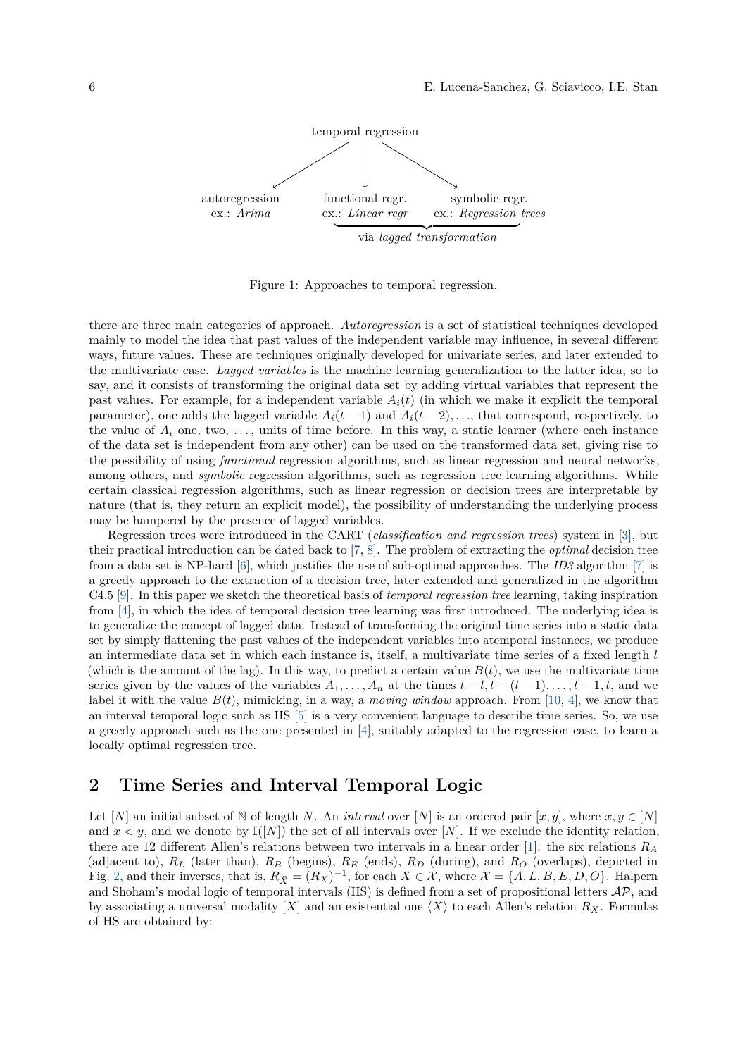temporal regression

autoregression ex.: *Arima* | functional regr. ex.: *Linear regr* | symbolic regr. ex.: *Regression trees*

via *lagged transformation*

Figure 1: Approaches to temporal regression.

there are three main categories of approach. *Autoregression* is a set of statistical techniques developed mainly to model the idea that past values of the independent variable may influence, in several different ways, future values. These are techniques originally developed for univariate series, and later extended to the multivariate case. *Lagged variables* is the machine learning generalization to the latter idea, so to say, and it consists of transforming the original data set by adding virtual variables that represent the past values. For example, for a independent variable $A_i(t)$ (in which we make it explicit the temporal parameter), one adds the lagged variable $A_i(t-1)$ and $A_i(t-2), \ldots$, that correspond, respectively, to the value of $A_i$ one, two, $\ldots$, units of time before. In this way, a static learner (where each instance of the data set is independent from any other) can be used on the transformed data set, giving rise to the possibility of using *functional* regression algorithms, such as linear regression and neural networks, among others, and *symbolic* regression algorithms, such as regression tree learning algorithms. While certain classical regression algorithms, such as linear regression or decision trees are interpretable by nature (that is, they return an explicit model), the possibility of understanding the underlying process may be hampered by the presence of lagged variables.

Regression trees were introduced in the CART (*classification and regression trees*) system in [3], but their practical introduction can be dated back to [7, 8]. The problem of extracting the *optimal* decision tree from a data set is NP-hard [6], which justifies the use of sub-optimal approaches. The *ID3* algorithm [7] is a greedy approach to the extraction of a decision tree, later extended and generalized in the algorithm C4.5 [9]. In this paper we sketch the theoretical basis of *temporal regression tree* learning, taking inspiration from [4], in which the idea of temporal decision tree learning was first introduced. The underlying idea is to generalize the concept of lagged data. Instead of transforming the original time series into a static data set by simply flattening the past values of the independent variables into atemporal instances, we produce an intermediate data set in which each instance is, itself, a multivariate time series of a fixed length $l$ (which is the amount of the lag). In this way, to predict a certain value $B(t)$, we use the multivariate time series given by the values of the variables $A_1, \ldots, A_n$ at the times $t-l, t-(l-1), \ldots, t-1, t$, and we label it with the value $B(t)$, mimicking, in a way, a *moving window* approach. From [10, 4], we know that an interval temporal logic such as HS [5] is a very convenient language to describe time series. So, we use a greedy approach such as the one presented in [4], suitably adapted to the regression case, to learn a locally optimal regression tree.

## 2 Time Series and Interval Temporal Logic

Let $[N]$ an initial subset of $\mathbb{N}$ of length $N$. An *interval* over $[N]$ is an ordered pair $[x, y]$, where $x, y \in [N]$ and $x < y$, and we denote by $\mathbb{I}([N])$ the set of all intervals over $[N]$. If we exclude the identity relation, there are 12 different Allen's relations between two intervals in a linear order [1]: the six relations $R_A$ (adjacent to), $R_L$ (later than), $R_B$ (begins), $R_E$ (ends), $R_D$ (during), and $R_O$ (overlaps), depicted in Fig. 2, and their inverses, that is, $R_{\bar{X}} = (R_X)^{-1}$, for each $X \in \mathcal{X}$, where $\mathcal{X} = \{A, L, B, E, D, O\}$. Halpern and Shoham's modal logic of temporal intervals (HS) is defined from a set of propositional letters $\mathcal{AP}$, and by associating a universal modality $[X]$ and an existential one $\langle X \rangle$ to each Allen's relation $R_X$. Formulas of HS are obtained by: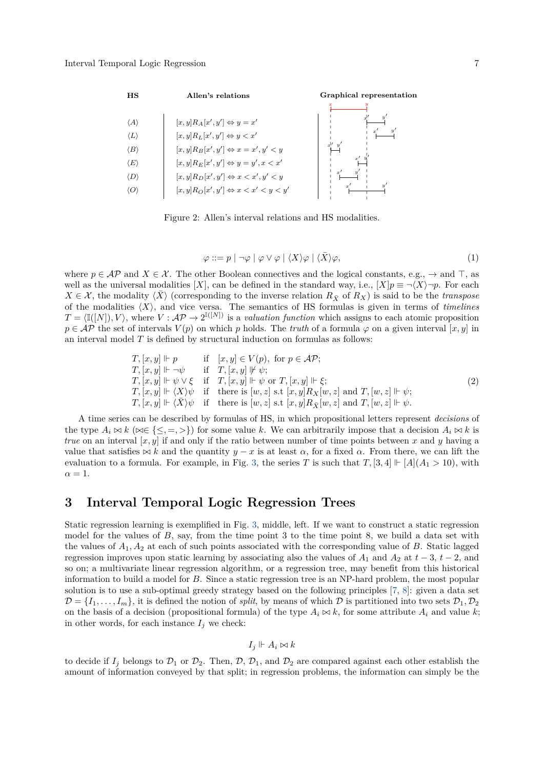| HS | Allen's relations | Graphical representation |
|---|---|---|
| $\langle A \rangle$ | $[x,y]R_A[x',y'] \Leftrightarrow y = x'$ | |
| $\langle L \rangle$ | $[x,y]R_L[x',y'] \Leftrightarrow y < x'$ | |
| $\langle B \rangle$ | $[x,y]R_B[x',y'] \Leftrightarrow x = x', y' < y$ | |
| $\langle E \rangle$ | $[x,y]R_E[x',y'] \Leftrightarrow y = y', x < x'$ | |
| $\langle D \rangle$ | $[x,y]R_D[x',y'] \Leftrightarrow x < x', y' < y$ | |
| $\langle O \rangle$ | $[x,y]R_O[x',y'] \Leftrightarrow x < x' < y < y'$ | |

Figure 2: Allen's interval relations and HS modalities.

$$\varphi ::= p \mid \neg\varphi \mid \varphi \vee \varphi \mid \langle X \rangle\varphi \mid \langle \bar{X} \rangle\varphi, \tag{1}$$

where $p \in \mathcal{AP}$ and $X \in \mathcal{X}$. The other Boolean connectives and the logical constants, e.g., $\rightarrow$ and $\top$, as well as the universal modalities $[X]$, can be defined in the standard way, i.e., $[X]p \equiv \neg\langle X \rangle\neg p$. For each $X \in \mathcal{X}$, the modality $\langle \bar{X} \rangle$ (corresponding to the inverse relation $R_{\bar{X}}$ of $R_X$) is said to be the *transpose* of the modalities $\langle X \rangle$, and vice versa. The semantics of HS formulas is given in terms of *timelines* $T = \langle \mathbb{I}([N]), V \rangle$, where $V : \mathcal{AP} \rightarrow 2^{\mathbb{I}([N])}$ is a *valuation function* which assigns to each atomic proposition $p \in \mathcal{AP}$ the set of intervals $V(p)$ on which $p$ holds. The *truth* of a formula $\varphi$ on a given interval $[x,y]$ in an interval model $T$ is defined by structural induction on formulas as follows:

$$\begin{array}{lll}
T,[x,y] \Vdash p & \text{if} & [x,y] \in V(p), \text{ for } p \in \mathcal{AP}; \\
T,[x,y] \Vdash \neg\psi & \text{if} & T,[x,y] \not\Vdash \psi; \\
T,[x,y] \Vdash \psi \vee \xi & \text{if} & T,[x,y] \Vdash \psi \text{ or } T,[x,y] \Vdash \xi; \\
T,[x,y] \Vdash \langle X \rangle\psi & \text{if} & \text{there is } [w,z] \text{ s.t } [x,y]R_X[w,z] \text{ and } T,[w,z] \Vdash \psi; \\
T,[x,y] \Vdash \langle \bar{X} \rangle\psi & \text{if} & \text{there is } [w,z] \text{ s.t } [x,y]R_{\bar{X}}[w,z] \text{ and } T,[w,z] \Vdash \psi.
\end{array} \tag{2}$$

A time series can be described by formulas of HS, in which propositional letters represent *decisions* of the type $A_i \bowtie k$ ($\bowtie \in \{\leq, =, >\}$) for some value $k$. We can arbitrarily impose that a decision $A_i \bowtie k$ is *true* on an interval $[x,y]$ if and only if the ratio between number of time points between $x$ and $y$ having a value that satisfies $\bowtie k$ and the quantity $y - x$ is at least $\alpha$, for a fixed $\alpha$. From there, we can lift the evaluation to a formula. For example, in Fig. 3, the series $T$ is such that $T,[3,4] \Vdash [A](A_1 > 10)$, with $\alpha = 1$.

## 3 Interval Temporal Logic Regression Trees

Static regression learning is exemplified in Fig. 3, middle, left. If we want to construct a static regression model for the values of $B$, say, from the time point 3 to the time point 8, we build a data set with the values of $A_1, A_2$ at each of such points associated with the corresponding value of $B$. Static lagged regression improves upon static learning by associating also the values of $A_1$ and $A_2$ at $t-3$, $t-2$, and so on; a multivariate linear regression algorithm, or a regression tree, may benefit from this historical information to build a model for $B$. Since a static regression tree is an NP-hard problem, the most popular solution is to use a sub-optimal greedy strategy based on the following principles [7, 8]: given a data set $\mathcal{D} = \{I_1, \ldots, I_m\}$, it is defined the notion of *split*, by means of which $\mathcal{D}$ is partitioned into two sets $\mathcal{D}_1, \mathcal{D}_2$ on the basis of a decision (propositional formula) of the type $A_i \bowtie k$, for some attribute $A_i$ and value $k$; in other words, for each instance $I_j$ we check:

$$I_j \Vdash A_i \bowtie k$$

to decide if $I_j$ belongs to $\mathcal{D}_1$ or $\mathcal{D}_2$. Then, $\mathcal{D}$, $\mathcal{D}_1$, and $\mathcal{D}_2$ are compared against each other establish the amount of information conveyed by that split; in regression problems, the information can simply be the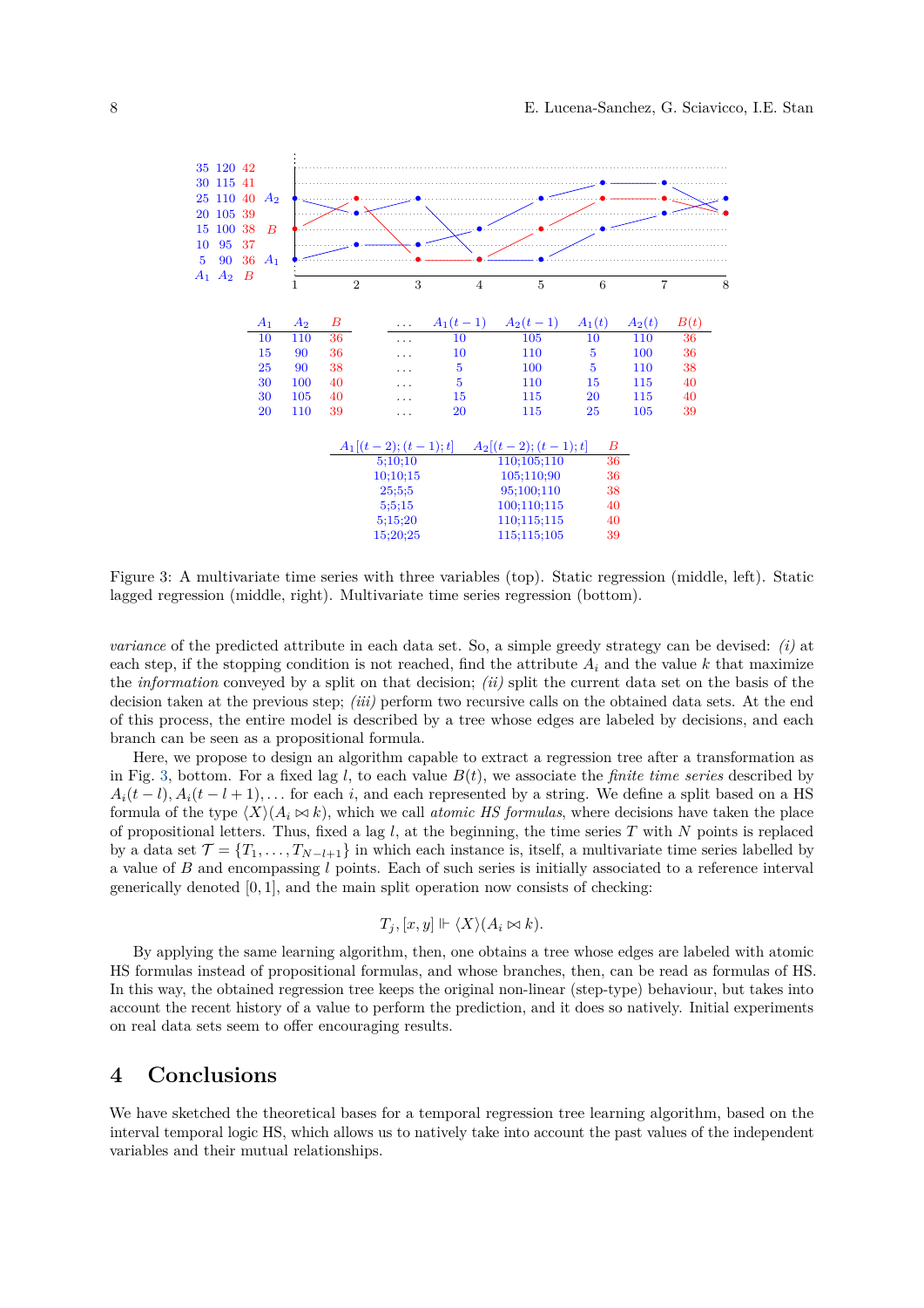| $A_1$ | $A_2$ | $B$ |
|---|---|---|
| 10 | 110 | 36 |
| 15 | 90 | 36 |
| 25 | 90 | 38 |
| 30 | 100 | 40 |
| 30 | 105 | 40 |
| 20 | 110 | 39 |

| ... | $A_1(t-1)$ | $A_2(t-1)$ | $A_1(t)$ | $A_2(t)$ | $B(t)$ |
|---|---|---|---|---|---|
| ... | 10 | 105 | 10 | 110 | 36 |
| ... | 10 | 110 | 5 | 100 | 36 |
| ... | 5 | 100 | 5 | 110 | 38 |
| ... | 5 | 110 | 15 | 115 | 40 |
| ... | 15 | 115 | 20 | 115 | 40 |
| ... | 20 | 115 | 25 | 105 | 39 |

| $A_1[(t-2);(t-1);t]$ | $A_2[(t-2);(t-1);t]$ | $B$ |
|---|---|---|
| 5;10;10 | 110;105;110 | 36 |
| 10;10;15 | 105;110;90 | 36 |
| 25;5;5 | 95;100;110 | 38 |
| 5;5;15 | 100;110;115 | 40 |
| 5;15;20 | 110;115;115 | 40 |
| 15;20;25 | 115;115;105 | 39 |

Figure 3: A multivariate time series with three variables (top). Static regression (middle, left). Static lagged regression (middle, right). Multivariate time series regression (bottom).

*variance* of the predicted attribute in each data set. So, a simple greedy strategy can be devised: *(i)* at each step, if the stopping condition is not reached, find the attribute $A_i$ and the value $k$ that maximize the *information* conveyed by a split on that decision; *(ii)* split the current data set on the basis of the decision taken at the previous step; *(iii)* perform two recursive calls on the obtained data sets. At the end of this process, the entire model is described by a tree whose edges are labeled by decisions, and each branch can be seen as a propositional formula.

Here, we propose to design an algorithm capable to extract a regression tree after a transformation as in Fig. 3, bottom. For a fixed lag $l$, to each value $B(t)$, we associate the *finite time series* described by $A_i(t-l), A_i(t-l+1), \ldots$ for each $i$, and each represented by a string. We define a split based on a HS formula of the type $\langle X \rangle (A_i \bowtie k)$, which we call *atomic HS formulas*, where decisions have taken the place of propositional letters. Thus, fixed a lag $l$, at the beginning, the time series $T$ with $N$ points is replaced by a data set $\mathcal{T} = \{T_1, \ldots, T_{N-l+1}\}$ in which each instance is, itself, a multivariate time series labelled by a value of $B$ and encompassing $l$ points. Each of such series is initially associated to a reference interval generically denoted $[0, 1]$, and the main split operation now consists of checking:

$$T_j, [x, y] \Vdash \langle X \rangle (A_i \bowtie k).$$

By applying the same learning algorithm, then, one obtains a tree whose edges are labeled with atomic HS formulas instead of propositional formulas, and whose branches, then, can be read as formulas of HS. In this way, the obtained regression tree keeps the original non-linear (step-type) behaviour, but takes into account the recent history of a value to perform the prediction, and it does so natively. Initial experiments on real data sets seem to offer encouraging results.

## 4 Conclusions

We have sketched the theoretical bases for a temporal regression tree learning algorithm, based on the interval temporal logic HS, which allows us to natively take into account the past values of the independent variables and their mutual relationships.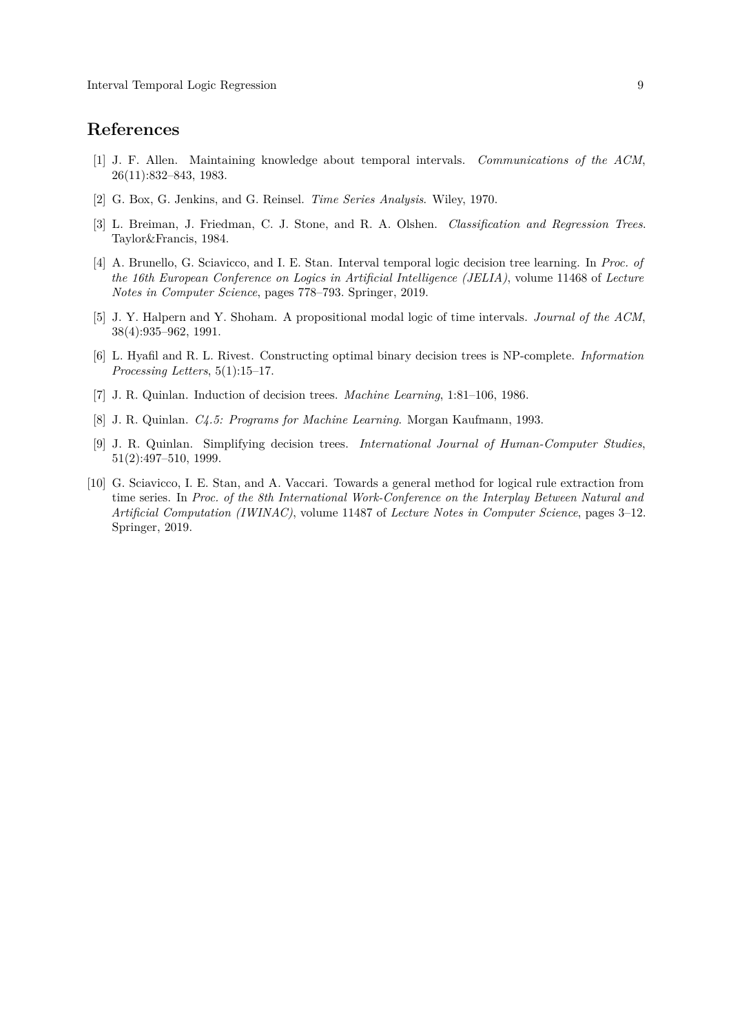## References

[1] J. F. Allen. Maintaining knowledge about temporal intervals. *Communications of the ACM*, 26(11):832–843, 1983.

[2] G. Box, G. Jenkins, and G. Reinsel. *Time Series Analysis*. Wiley, 1970.

[3] L. Breiman, J. Friedman, C. J. Stone, and R. A. Olshen. *Classification and Regression Trees.* Taylor&Francis, 1984.

[4] A. Brunello, G. Sciavicco, and I. E. Stan. Interval temporal logic decision tree learning. In *Proc. of the 16th European Conference on Logics in Artificial Intelligence (JELIA)*, volume 11468 of *Lecture Notes in Computer Science*, pages 778–793. Springer, 2019.

[5] J. Y. Halpern and Y. Shoham. A propositional modal logic of time intervals. *Journal of the ACM*, 38(4):935–962, 1991.

[6] L. Hyafil and R. L. Rivest. Constructing optimal binary decision trees is NP-complete. *Information Processing Letters*, 5(1):15–17.

[7] J. R. Quinlan. Induction of decision trees. *Machine Learning*, 1:81–106, 1986.

[8] J. R. Quinlan. *C4.5: Programs for Machine Learning*. Morgan Kaufmann, 1993.

[9] J. R. Quinlan. Simplifying decision trees. *International Journal of Human-Computer Studies*, 51(2):497–510, 1999.

[10] G. Sciavicco, I. E. Stan, and A. Vaccari. Towards a general method for logical rule extraction from time series. In *Proc. of the 8th International Work-Conference on the Interplay Between Natural and Artificial Computation (IWINAC)*, volume 11487 of *Lecture Notes in Computer Science*, pages 3–12. Springer, 2019.